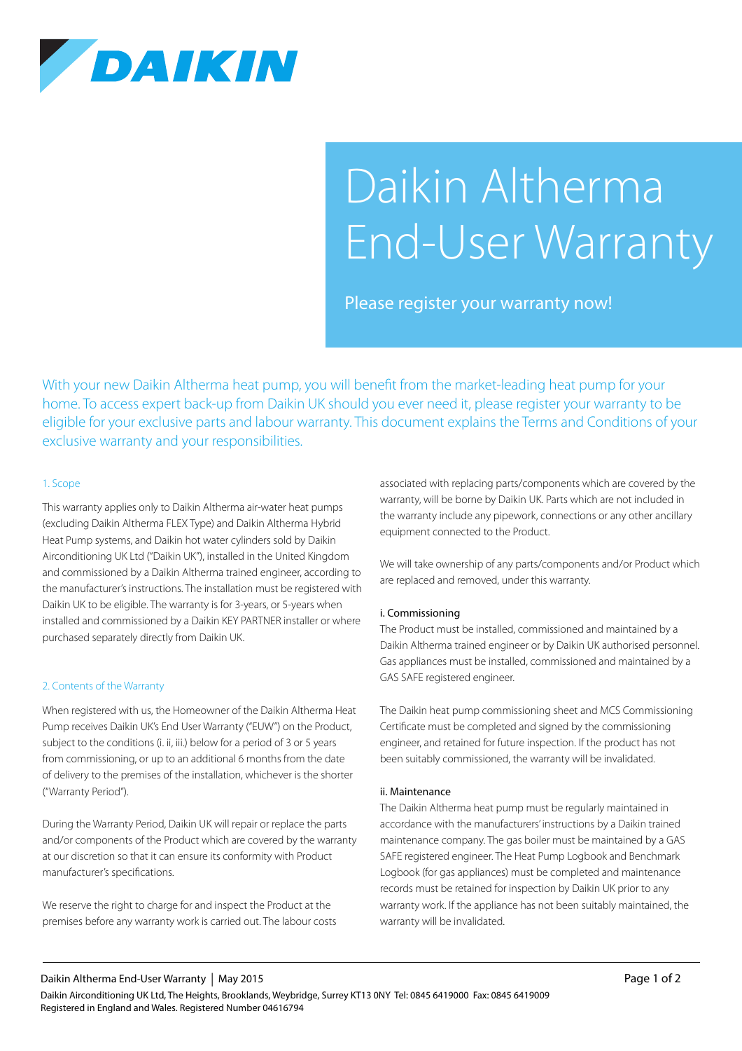# Daikin Altherma End-User Warranty

Please register your warranty now!

With your new Daikin Altherma heat pump, you will benefit from the market-leading heat pump for your home. To access expert back-up from Daikin UK should you ever need it, please register your warranty to be eligible for your exclusive parts and labour warranty. This document explains the Terms and Conditions of your exclusive warranty and your responsibilities.

## 1. Scope

This warranty applies only to Daikin Altherma air-water heat pumps (excluding Daikin Altherma FLEX Type) and Daikin Altherma Hybrid Heat Pump systems, and Daikin hot water cylinders sold by Daikin Airconditioning UK Ltd ("Daikin UK"), installed in the United Kingdom and commissioned by a Daikin Altherma trained engineer, according to the manufacturer's instructions. The installation must be registered with Daikin UK to be eligible. The warranty is for 3-years, or 5-years when installed and commissioned by a Daikin KEY PARTNER installer or where purchased separately directly from Daikin UK.

## 2. Contents of the Warranty

When registered with us, the Homeowner of the Daikin Altherma Heat Pump receives Daikin UK's End User Warranty ("EUW") on the Product, subject to the conditions (i. ii, iii.) below for a period of 3 or 5 years from commissioning, or up to an additional 6 months from the date of delivery to the premises of the installation, whichever is the shorter ("Warranty Period").

During the Warranty Period, Daikin UK will repair or replace the parts and/or components of the Product which are covered by the warranty at our discretion so that it can ensure its conformity with Product manufacturer's specifications.

We reserve the right to charge for and inspect the Product at the premises before any warranty work is carried out. The labour costs associated with replacing parts/components which are covered by the warranty, will be borne by Daikin UK. Parts which are not included in the warranty include any pipework, connections or any other ancillary equipment connected to the Product.

We will take ownership of any parts/components and/or Product which are replaced and removed, under this warranty.

### i. Commissioning

The Product must be installed, commissioned and maintained by a Daikin Altherma trained engineer or by Daikin UK authorised personnel. Gas appliances must be installed, commissioned and maintained by a GAS SAFE registered engineer.

The Daikin heat pump commissioning sheet and MCS Commissioning Certificate must be completed and signed by the commissioning engineer, and retained for future inspection. If the product has not been suitably commissioned, the warranty will be invalidated.

### ii. Maintenance

The Daikin Altherma heat pump must be regularly maintained in accordance with the manufacturers' instructions by a Daikin trained maintenance company. The gas boiler must be maintained by a GAS SAFE registered engineer. The Heat Pump Logbook and Benchmark Logbook (for gas appliances) must be completed and maintenance records must be retained for inspection by Daikin UK prior to any warranty work. If the appliance has not been suitably maintained, the warranty will be invalidated.

Daikin Altherma End-User Warranty | May 2015

Daikin Airconditioning UK Ltd, The Heights, Brooklands, Weybridge, Surrey KT13 0NY Tel: 0845 6419000 Fax: 0845 6419009
Registered in England and Wales. Registered Number 04616794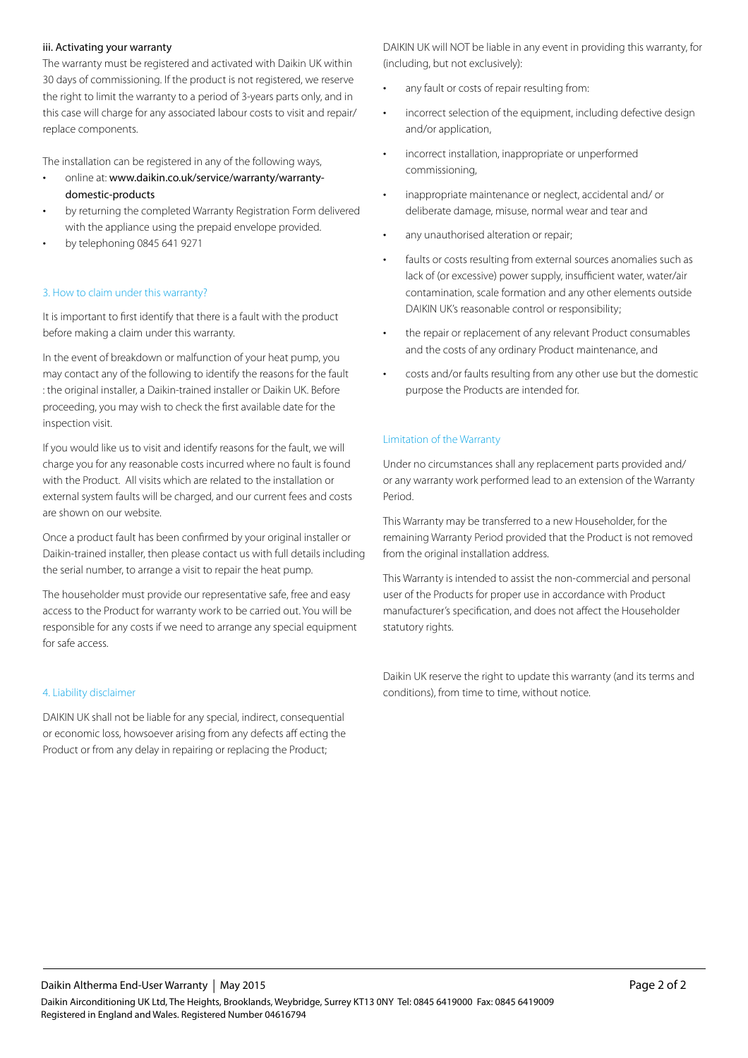### iii. Activating your warranty

The warranty must be registered and activated with Daikin UK within 30 days of commissioning. If the product is not registered, we reserve the right to limit the warranty to a period of 3-years parts only, and in this case will charge for any associated labour costs to visit and repair/ replace components.

The installation can be registered in any of the following ways,

- online at: www.daikin.co.uk/service/warranty/warranty-domestic-products
- by returning the completed Warranty Registration Form delivered with the appliance using the prepaid envelope provided.
- by telephoning 0845 641 9271

## 3. How to claim under this warranty?

It is important to first identify that there is a fault with the product before making a claim under this warranty.

In the event of breakdown or malfunction of your heat pump, you may contact any of the following to identify the reasons for the fault : the original installer, a Daikin-trained installer or Daikin UK. Before proceeding, you may wish to check the first available date for the inspection visit.

If you would like us to visit and identify reasons for the fault, we will charge you for any reasonable costs incurred where no fault is found with the Product. All visits which are related to the installation or external system faults will be charged, and our current fees and costs are shown on our website.

Once a product fault has been confirmed by your original installer or Daikin-trained installer, then please contact us with full details including the serial number, to arrange a visit to repair the heat pump.

The householder must provide our representative safe, free and easy access to the Product for warranty work to be carried out. You will be responsible for any costs if we need to arrange any special equipment for safe access.

## 4. Liability disclaimer

DAIKIN UK shall not be liable for any special, indirect, consequential or economic loss, howsoever arising from any defects aff ecting the Product or from any delay in repairing or replacing the Product;

DAIKIN UK will NOT be liable in any event in providing this warranty, for (including, but not exclusively):

- any fault or costs of repair resulting from:
- incorrect selection of the equipment, including defective design and/or application,
- incorrect installation, inappropriate or unperformed commissioning,
- inappropriate maintenance or neglect, accidental and/ or deliberate damage, misuse, normal wear and tear and
- any unauthorised alteration or repair;
- faults or costs resulting from external sources anomalies such as lack of (or excessive) power supply, insufficient water, water/air contamination, scale formation and any other elements outside DAIKIN UK's reasonable control or responsibility;
- the repair or replacement of any relevant Product consumables and the costs of any ordinary Product maintenance, and
- costs and/or faults resulting from any other use but the domestic purpose the Products are intended for.

## Limitation of the Warranty

Under no circumstances shall any replacement parts provided and/ or any warranty work performed lead to an extension of the Warranty Period.

This Warranty may be transferred to a new Householder, for the remaining Warranty Period provided that the Product is not removed from the original installation address.

This Warranty is intended to assist the non-commercial and personal user of the Products for proper use in accordance with Product manufacturer's specification, and does not affect the Householder statutory rights.

Daikin UK reserve the right to update this warranty (and its terms and conditions), from time to time, without notice.

Daikin Altherma End-User Warranty | May 2015

Daikin Airconditioning UK Ltd, The Heights, Brooklands, Weybridge, Surrey KT13 0NY Tel: 0845 6419000 Fax: 0845 6419009
Registered in England and Wales. Registered Number 04616794